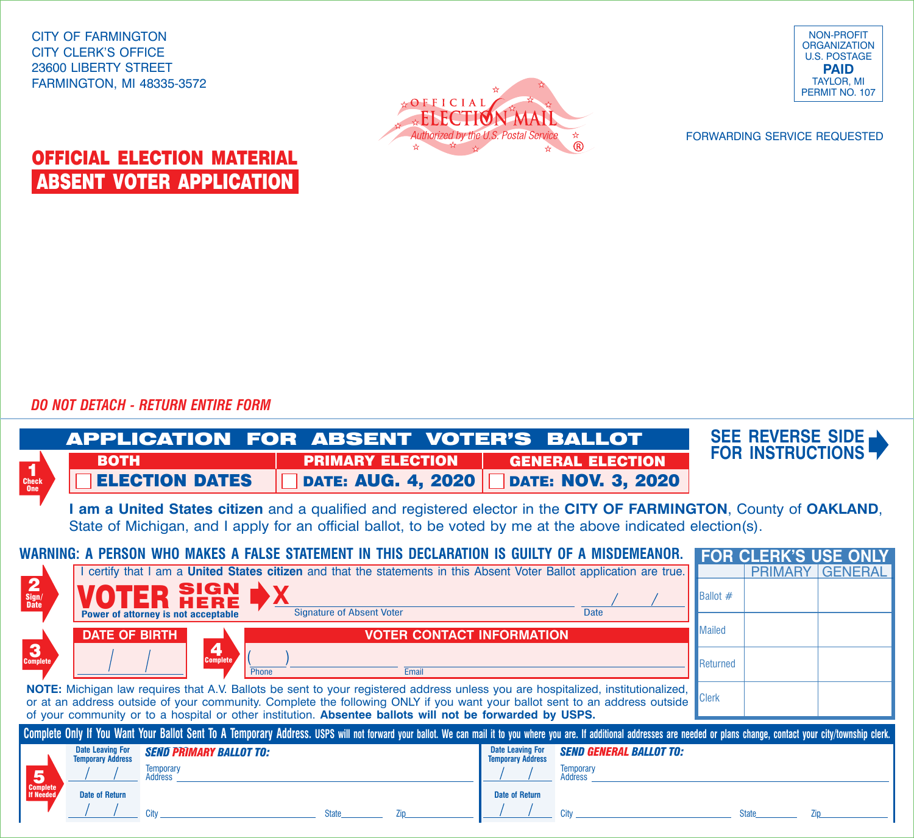CITY OF FARMINGTON
CITY CLERK'S OFFICE
23600 LIBERTY STREET
FARMINGTON, MI 48335-3572

NON-PROFIT ORGANIZATION
U.S. POSTAGE
**PAID**
TAYLOR, MI
PERMIT NO. 107

OFFICIAL ELECTION MAIL
Authorized by the U.S. Postal Service ®

FORWARDING SERVICE REQUESTED

## OFFICIAL ELECTION MATERIAL
## ABSENT VOTER APPLICATION

*DO NOT DETACH - RETURN ENTIRE FORM*

# APPLICATION FOR ABSENT VOTER'S BALLOT

**SEE REVERSE SIDE FOR INSTRUCTIONS**

**1 Check One**

| BOTH | PRIMARY ELECTION | GENERAL ELECTION |
|---|---|---|
| ☐ ELECTION DATES | ☐ DATE: AUG. 4, 2020 | ☐ DATE: NOV. 3, 2020 |

**I am a United States citizen** and a qualified and registered elector in the **CITY OF FARMINGTON**, County of **OAKLAND**, State of Michigan, and I apply for an official ballot, to be voted by me at the above indicated election(s).

**WARNING: A PERSON WHO MAKES A FALSE STATEMENT IN THIS DECLARATION IS GUILTY OF A MISDEMEANOR.**

**2 Sign/Date**

I certify that I am a **United States citizen** and that the statements in this Absent Voter Ballot application are true.

**VOTER SIGN HERE** X ____________________ Signature of Absent Voter ____/____/____ Date

**Power of attorney is not acceptable**

**3 Complete** — DATE OF BIRTH ____/____/____

**4 Complete** — VOTER CONTACT INFORMATION
( ____ ) ____________ Phone ____________________ Email

| FOR CLERK'S USE ONLY | PRIMARY | GENERAL |
|---|---|---|
| Ballot # | | |
| Mailed | | |
| Returned | | |
| Clerk | | |

**NOTE:** Michigan law requires that A.V. Ballots be sent to your registered address unless you are hospitalized, institutionalized, or at an address outside of your community. Complete the following ONLY if you want your ballot sent to an address outside of your community or to a hospital or other institution. **Absentee ballots will not be forwarded by USPS.**

**Complete Only If You Want Your Ballot Sent To A Temporary Address.** USPS will not forward your ballot. We can mail it to you where you are. If additional addresses are needed or plans change, contact your city/township clerk.

**5 Complete If Needed**

Date Leaving For Temporary Address ____/____/____
Date of Return ____/____/____

***SEND PRIMARY BALLOT TO:***
Temporary Address ______________________________
City ____________ State ______ Zip ______

Date Leaving For Temporary Address ____/____/____
Date of Return ____/____/____

***SEND GENERAL BALLOT TO:***
Temporary Address ______________________________
City ____________ State ______ Zip ______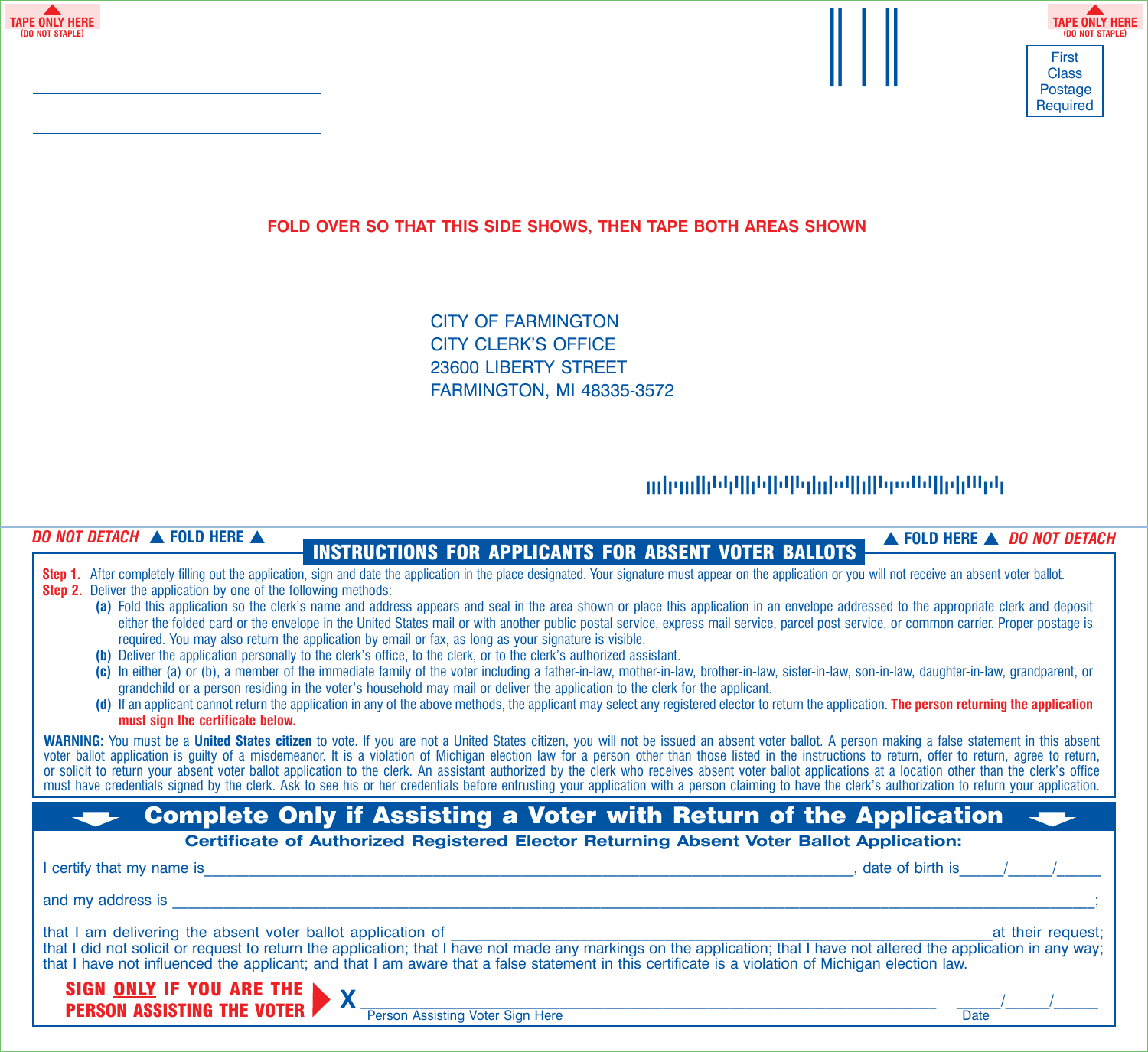TAPE ONLY HERE
(DO NOT STAPLE)

TAPE ONLY HERE
(DO NOT STAPLE)

First Class Postage Required

FOLD OVER SO THAT THIS SIDE SHOWS, THEN TAPE BOTH AREAS SHOWN

CITY OF FARMINGTON
CITY CLERK'S OFFICE
23600 LIBERTY STREET
FARMINGTON, MI 48335-3572

*DO NOT DETACH* ▲ FOLD HERE ▲ ▲ FOLD HERE ▲ *DO NOT DETACH*

## INSTRUCTIONS FOR APPLICANTS FOR ABSENT VOTER BALLOTS

**Step 1.** After completely filling out the application, sign and date the application in the place designated. Your signature must appear on the application or you will not receive an absent voter ballot.

**Step 2.** Deliver the application by one of the following methods:

- **(a)** Fold this application so the clerk's name and address appears and seal in the area shown or place this application in an envelope addressed to the appropriate clerk and deposit either the folded card or the envelope in the United States mail or with another public postal service, express mail service, parcel post service, or common carrier. Proper postage is required. You may also return the application by email or fax, as long as your signature is visible.
- **(b)** Deliver the application personally to the clerk's office, to the clerk, or to the clerk's authorized assistant.
- **(c)** In either (a) or (b), a member of the immediate family of the voter including a father-in-law, mother-in-law, brother-in-law, sister-in-law, son-in-law, daughter-in-law, grandparent, or grandchild or a person residing in the voter's household may mail or deliver the application to the clerk for the applicant.
- **(d)** If an applicant cannot return the application in any of the above methods, the applicant may select any registered elector to return the application. **The person returning the application must sign the certificate below.**

**WARNING:** You must be a **United States citizen** to vote. If you are not a United States citizen, you will not be issued an absent voter ballot. A person making a false statement in this absent voter ballot application is guilty of a misdemeanor. It is a violation of Michigan election law for a person other than those listed in the instructions to return, offer to return, agree to return, or solicit to return your absent voter ballot application to the clerk. An assistant authorized by the clerk who receives absent voter ballot applications at a location other than the clerk's office must have credentials signed by the clerk. Ask to see his or her credentials before entrusting your application with a person claiming to have the clerk's authorization to return your application.

## Complete Only if Assisting a Voter with Return of the Application

### Certificate of Authorized Registered Elector Returning Absent Voter Ballot Application:

I certify that my name is\_\_\_\_\_\_\_\_\_\_\_\_\_\_\_\_\_\_\_\_\_\_\_\_\_\_\_\_\_\_\_\_\_\_\_\_\_\_\_\_\_\_\_\_\_\_, date of birth is\_\_\_\_\_/\_\_\_\_\_/\_\_\_\_\_

and my address is \_\_\_\_\_\_\_\_\_\_\_\_\_\_\_\_\_\_\_\_\_\_\_\_\_\_\_\_\_\_\_\_\_\_\_\_\_\_\_\_\_\_\_\_\_\_\_\_\_\_\_\_\_\_\_\_\_\_\_\_;

that I am delivering the absent voter ballot application of \_\_\_\_\_\_\_\_\_\_\_\_\_\_\_\_\_\_\_\_\_\_\_\_\_\_\_\_\_\_\_\_\_\_\_\_at their request; that I did not solicit or request to return the application; that I have not made any markings on the application; that I have not altered the application in any way; that I have not influenced the applicant; and that I am aware that a false statement in this certificate is a violation of Michigan election law.

**SIGN ONLY IF YOU ARE THE PERSON ASSISTING THE VOTER** ▶ X \_\_\_\_\_\_\_\_\_\_\_\_\_\_\_\_\_\_\_\_\_\_\_\_\_\_\_\_\_\_\_\_\_\_\_\_\_\_\_\_ \_\_\_\_\_/\_\_\_\_\_/\_\_\_\_\_

Person Assisting Voter Sign Here — Date